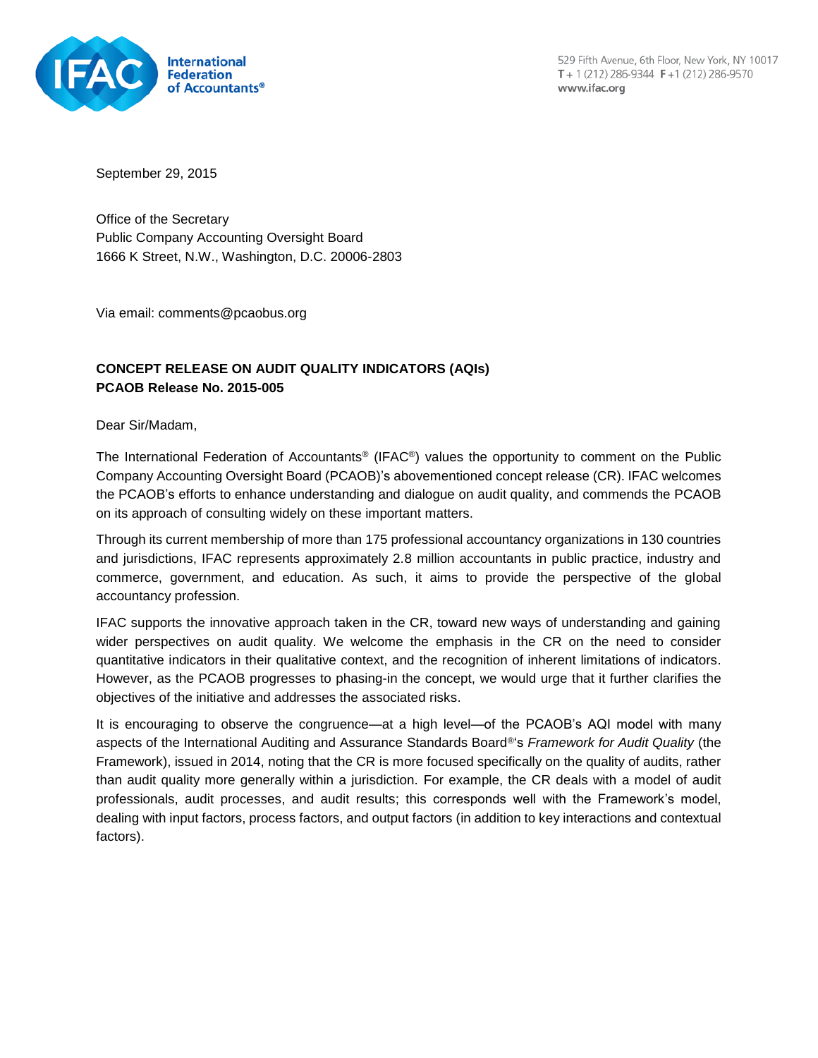International Federation of Accountants®

529 Fifth Avenue, 6th Floor, New York, NY 10017
T + 1 (212) 286-9344 F +1 (212) 286-9570
www.ifac.org

September 29, 2015

Office of the Secretary
Public Company Accounting Oversight Board
1666 K Street, N.W., Washington, D.C. 20006-2803

Via email: comments@pcaobus.org

**CONCEPT RELEASE ON AUDIT QUALITY INDICATORS (AQIs)**
**PCAOB Release No. 2015-005**

Dear Sir/Madam,

The International Federation of Accountants® (IFAC®) values the opportunity to comment on the Public Company Accounting Oversight Board (PCAOB)'s abovementioned concept release (CR). IFAC welcomes the PCAOB's efforts to enhance understanding and dialogue on audit quality, and commends the PCAOB on its approach of consulting widely on these important matters.

Through its current membership of more than 175 professional accountancy organizations in 130 countries and jurisdictions, IFAC represents approximately 2.8 million accountants in public practice, industry and commerce, government, and education. As such, it aims to provide the perspective of the global accountancy profession.

IFAC supports the innovative approach taken in the CR, toward new ways of understanding and gaining wider perspectives on audit quality. We welcome the emphasis in the CR on the need to consider quantitative indicators in their qualitative context, and the recognition of inherent limitations of indicators. However, as the PCAOB progresses to phasing-in the concept, we would urge that it further clarifies the objectives of the initiative and addresses the associated risks.

It is encouraging to observe the congruence—at a high level—of the PCAOB's AQI model with many aspects of the International Auditing and Assurance Standards Board®'s *Framework for Audit Quality* (the Framework), issued in 2014, noting that the CR is more focused specifically on the quality of audits, rather than audit quality more generally within a jurisdiction. For example, the CR deals with a model of audit professionals, audit processes, and audit results; this corresponds well with the Framework's model, dealing with input factors, process factors, and output factors (in addition to key interactions and contextual factors).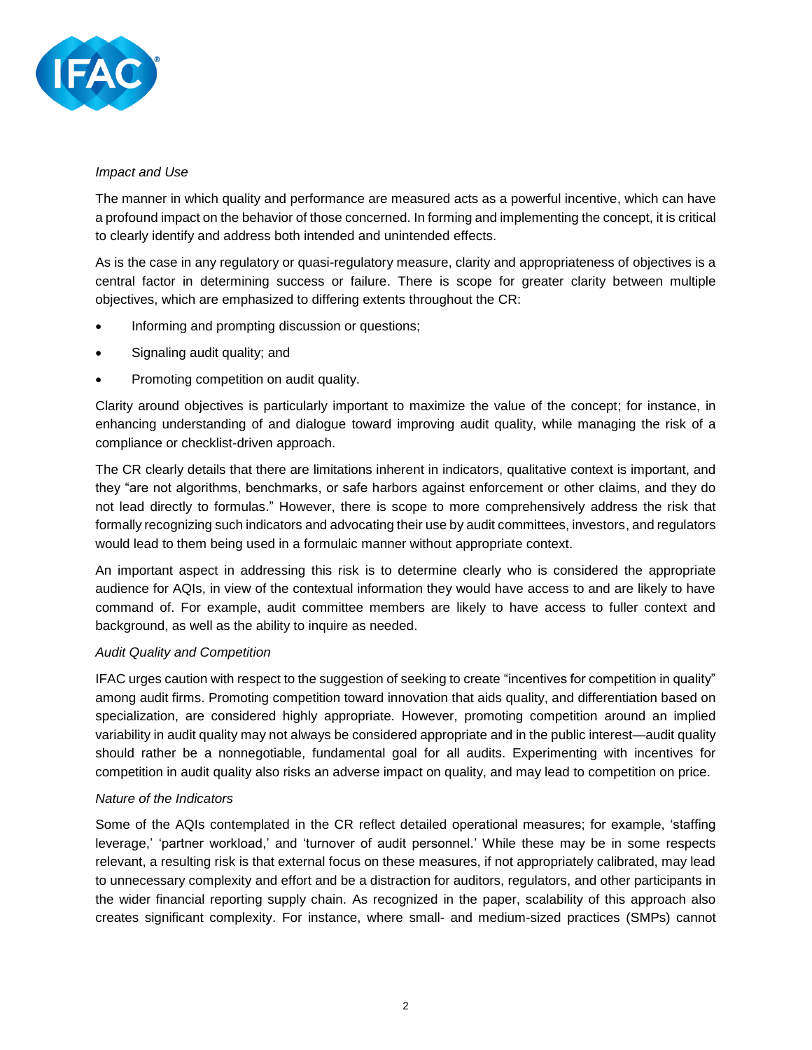*Impact and Use*

The manner in which quality and performance are measured acts as a powerful incentive, which can have a profound impact on the behavior of those concerned. In forming and implementing the concept, it is critical to clearly identify and address both intended and unintended effects.

As is the case in any regulatory or quasi-regulatory measure, clarity and appropriateness of objectives is a central factor in determining success or failure. There is scope for greater clarity between multiple objectives, which are emphasized to differing extents throughout the CR:

- Informing and prompting discussion or questions;
- Signaling audit quality; and
- Promoting competition on audit quality.

Clarity around objectives is particularly important to maximize the value of the concept; for instance, in enhancing understanding of and dialogue toward improving audit quality, while managing the risk of a compliance or checklist-driven approach.

The CR clearly details that there are limitations inherent in indicators, qualitative context is important, and they "are not algorithms, benchmarks, or safe harbors against enforcement or other claims, and they do not lead directly to formulas." However, there is scope to more comprehensively address the risk that formally recognizing such indicators and advocating their use by audit committees, investors, and regulators would lead to them being used in a formulaic manner without appropriate context.

An important aspect in addressing this risk is to determine clearly who is considered the appropriate audience for AQIs, in view of the contextual information they would have access to and are likely to have command of. For example, audit committee members are likely to have access to fuller context and background, as well as the ability to inquire as needed.

*Audit Quality and Competition*

IFAC urges caution with respect to the suggestion of seeking to create "incentives for competition in quality" among audit firms. Promoting competition toward innovation that aids quality, and differentiation based on specialization, are considered highly appropriate. However, promoting competition around an implied variability in audit quality may not always be considered appropriate and in the public interest—audit quality should rather be a nonnegotiable, fundamental goal for all audits. Experimenting with incentives for competition in audit quality also risks an adverse impact on quality, and may lead to competition on price.

*Nature of the Indicators*

Some of the AQIs contemplated in the CR reflect detailed operational measures; for example, 'staffing leverage,' 'partner workload,' and 'turnover of audit personnel.' While these may be in some respects relevant, a resulting risk is that external focus on these measures, if not appropriately calibrated, may lead to unnecessary complexity and effort and be a distraction for auditors, regulators, and other participants in the wider financial reporting supply chain. As recognized in the paper, scalability of this approach also creates significant complexity. For instance, where small- and medium-sized practices (SMPs) cannot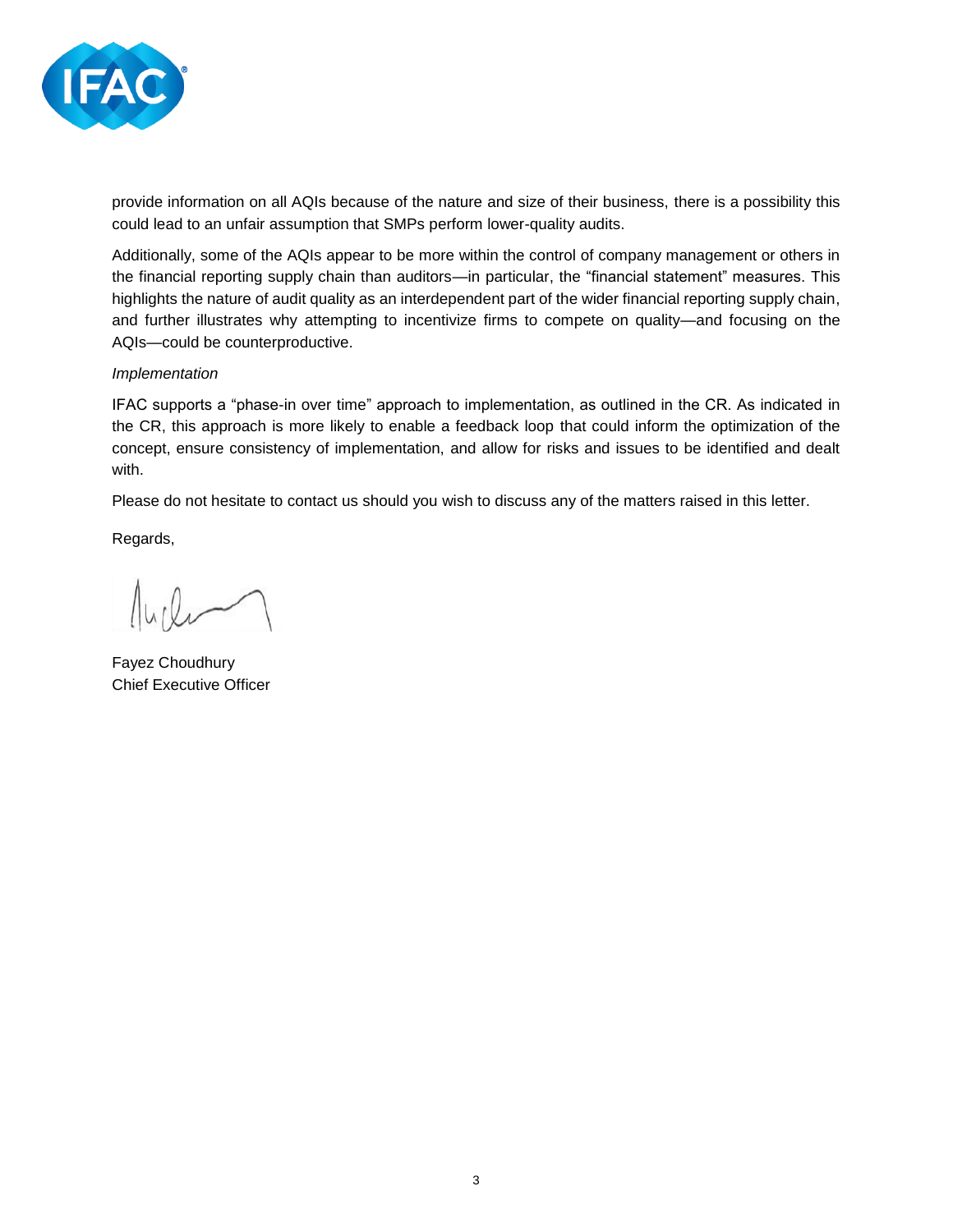provide information on all AQIs because of the nature and size of their business, there is a possibility this could lead to an unfair assumption that SMPs perform lower-quality audits.

Additionally, some of the AQIs appear to be more within the control of company management or others in the financial reporting supply chain than auditors—in particular, the "financial statement" measures. This highlights the nature of audit quality as an interdependent part of the wider financial reporting supply chain, and further illustrates why attempting to incentivize firms to compete on quality—and focusing on the AQIs—could be counterproductive.

*Implementation*

IFAC supports a "phase-in over time" approach to implementation, as outlined in the CR. As indicated in the CR, this approach is more likely to enable a feedback loop that could inform the optimization of the concept, ensure consistency of implementation, and allow for risks and issues to be identified and dealt with.

Please do not hesitate to contact us should you wish to discuss any of the matters raised in this letter.

Regards,

Fayez Choudhury
Chief Executive Officer